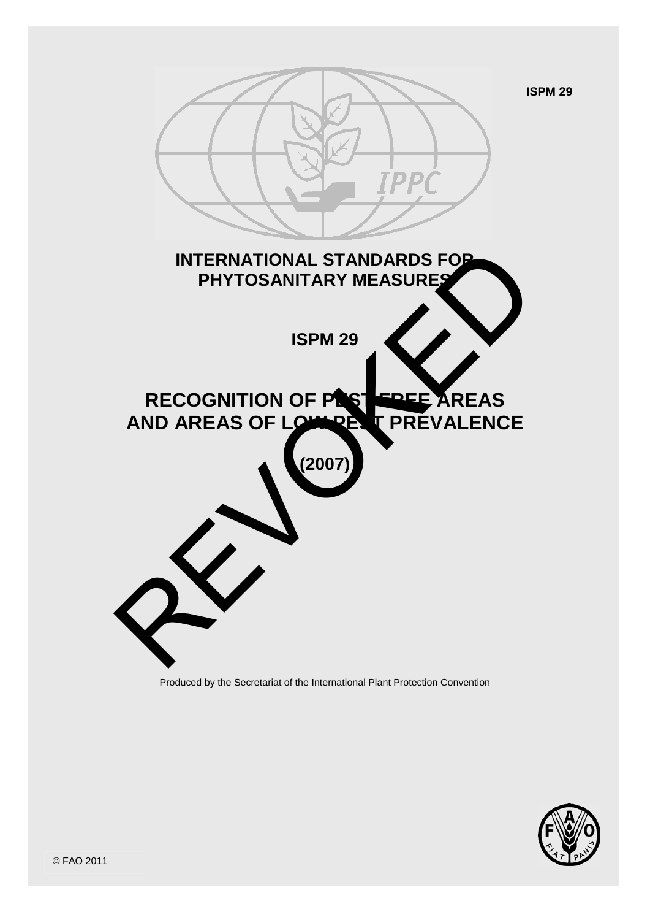ISPM 29

# INTERNATIONAL STANDARDS FOR PHYTOSANITARY MEASURES

## ISPM 29

# RECOGNITION OF PEST FREE AREAS AND AREAS OF LOW PEST PREVALENCE

## (2007)

REVOKED

Produced by the Secretariat of the International Plant Protection Convention

© FAO 2011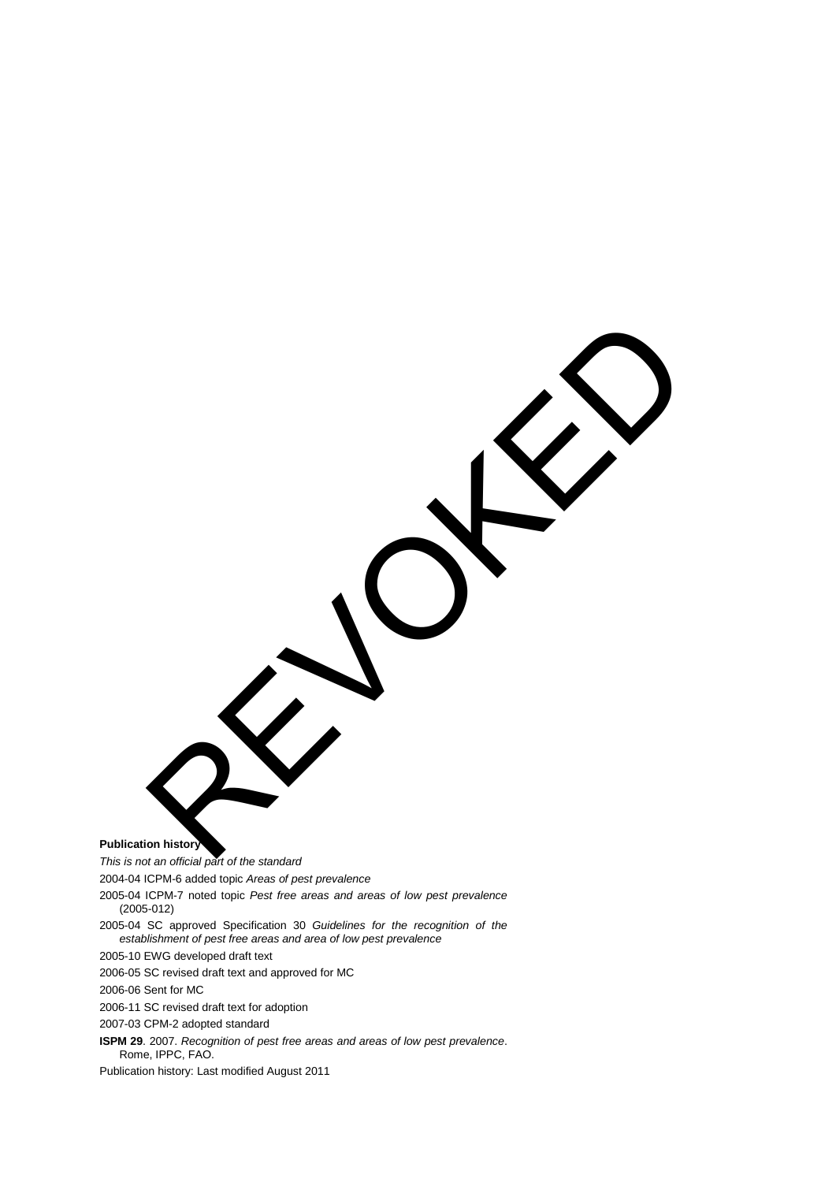REVOKED

**Publication history**

*This is not an official part of the standard*

2004-04 ICPM-6 added topic *Areas of pest prevalence*

2005-04 ICPM-7 noted topic *Pest free areas and areas of low pest prevalence* (2005-012)

2005-04 SC approved Specification 30 *Guidelines for the recognition of the establishment of pest free areas and area of low pest prevalence*

2005-10 EWG developed draft text

2006-05 SC revised draft text and approved for MC

2006-06 Sent for MC

2006-11 SC revised draft text for adoption

2007-03 CPM-2 adopted standard

**ISPM 29**. 2007. *Recognition of pest free areas and areas of low pest prevalence*. Rome, IPPC, FAO.

Publication history: Last modified August 2011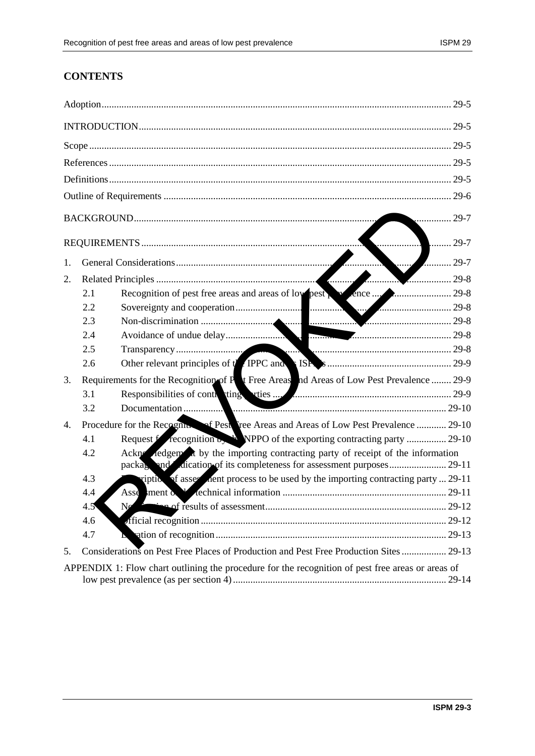## CONTENTS

Adoption .......... 29-5

INTRODUCTION .......... 29-5

Scope .......... 29-5

References .......... 29-5

Definitions .......... 29-5

Outline of Requirements .......... 29-6

BACKGROUND .......... 29-7

REQUIREMENTS .......... 29-7

1. General Considerations .......... 29-7
2. Related Principles .......... 29-8
   - 2.1 Recognition of pest free areas and areas of low pest prevalence .......... 29-8
   - 2.2 Sovereignty and cooperation .......... 29-8
   - 2.3 Non-discrimination .......... 29-8
   - 2.4 Avoidance of undue delay .......... 29-8
   - 2.5 Transparency .......... 29-8
   - 2.6 Other relevant principles of the IPPC and its ISPMs .......... 29-9
3. Requirements for the Recognition of Pest Free Areas and Areas of Low Pest Prevalence .......... 29-9
   - 3.1 Responsibilities of contracting parties .......... 29-9
   - 3.2 Documentation .......... 29-10
4. Procedure for the Recognition of Pest Free Areas and Areas of Low Pest Prevalence .......... 29-10
   - 4.1 Request for recognition by the NPPO of the exporting contracting party .......... 29-10
   - 4.2 Acknowledgement by the importing contracting party of receipt of the information package and indication of its completeness for assessment purposes .......... 29-11
   - 4.3 Description of assessment process to be used by the importing contracting party .......... 29-11
   - 4.4 Assessment of the technical information .......... 29-11
   - 4.5 Notification of results of assessment .......... 29-12
   - 4.6 Official recognition .......... 29-12
   - 4.7 Duration of recognition .......... 29-13
5. Considerations on Pest Free Places of Production and Pest Free Production Sites .......... 29-13

APPENDIX 1: Flow chart outlining the procedure for the recognition of pest free areas or areas of low pest prevalence (as per section 4) .......... 29-14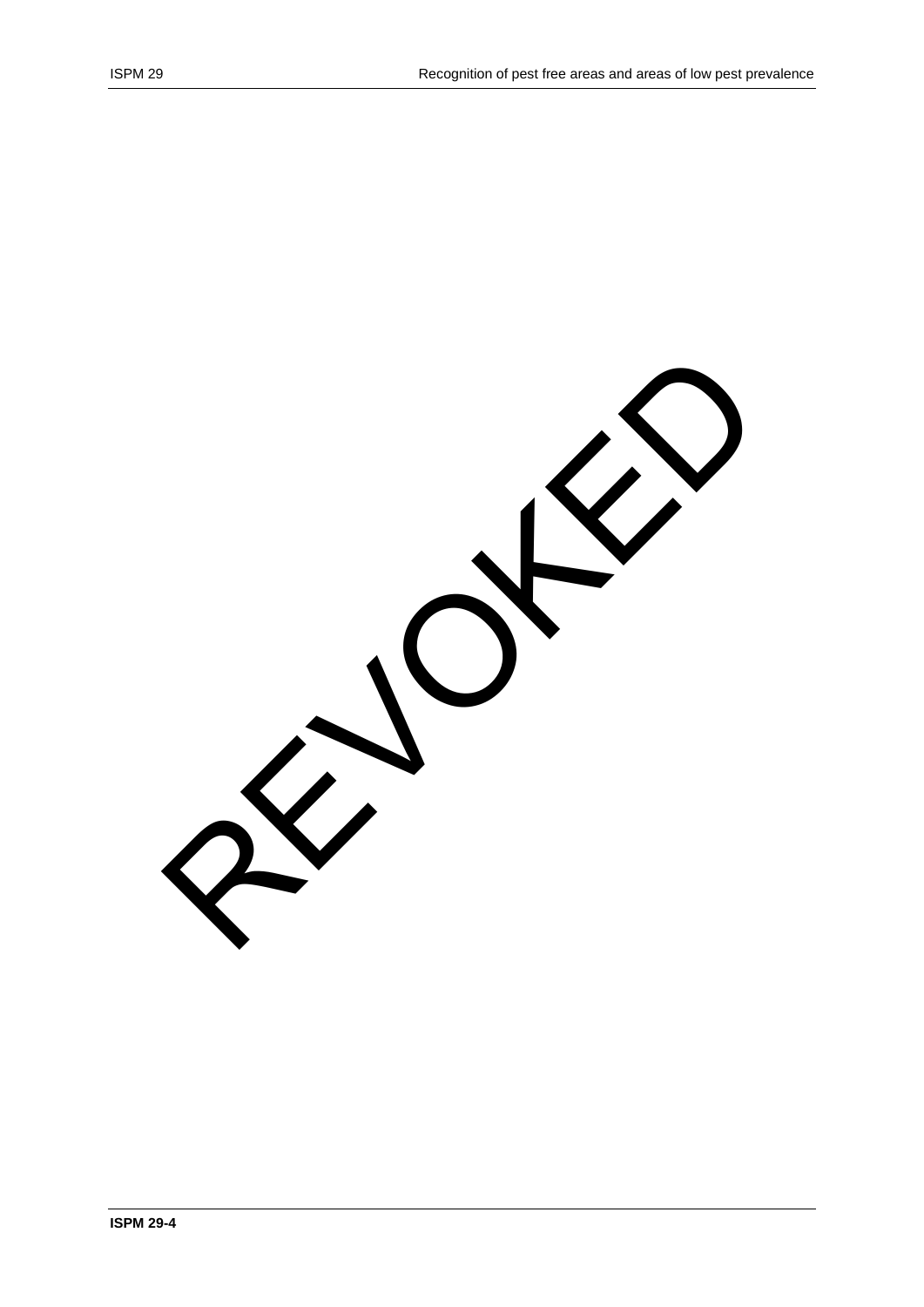REVOKED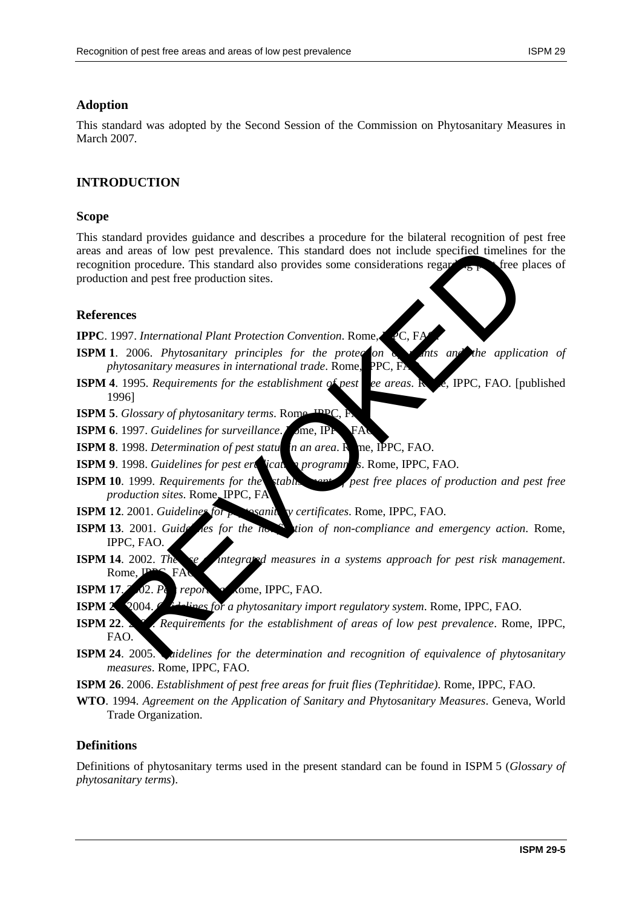## Adoption

This standard was adopted by the Second Session of the Commission on Phytosanitary Measures in March 2007.

## INTRODUCTION

## Scope

This standard provides guidance and describes a procedure for the bilateral recognition of pest free areas and areas of low pest prevalence. This standard does not include specified timelines for the recognition procedure. This standard also provides some considerations regarding pest free places of production and pest free production sites.

## References

**IPPC**. 1997. *International Plant Protection Convention*. Rome, IPPC, FAO.

**ISPM 1**. 2006. *Phytosanitary principles for the protection of plants and the application of phytosanitary measures in international trade*. Rome, IPPC, FAO.

**ISPM 4**. 1995. *Requirements for the establishment of pest free areas*. Rome, IPPC, FAO. [published 1996]

**ISPM 5**. *Glossary of phytosanitary terms*. Rome, IPPC, FAO.

**ISPM 6**. 1997. *Guidelines for surveillance*. Rome, IPPC, FAO.

**ISPM 8**. 1998. *Determination of pest status in an area*. Rome, IPPC, FAO.

**ISPM 9**. 1998. *Guidelines for pest eradication programmes*. Rome, IPPC, FAO.

**ISPM 10**. 1999. *Requirements for the establishment of pest free places of production and pest free production sites*. Rome, IPPC, FAO.

**ISPM 12**. 2001. *Guidelines for phytosanitary certificates*. Rome, IPPC, FAO.

**ISPM 13**. 2001. *Guidelines for the notification of non-compliance and emergency action*. Rome, IPPC, FAO.

**ISPM 14**. 2002. *The use of integrated measures in a systems approach for pest risk management*. Rome, IPPC, FAO.

**ISPM 17**. 2002. *Pest reporting*. Rome, IPPC, FAO.

**ISPM 20**. 2004. *Guidelines for a phytosanitary import regulatory system*. Rome, IPPC, FAO.

**ISPM 22**. 2005. *Requirements for the establishment of areas of low pest prevalence*. Rome, IPPC, FAO.

**ISPM 24**. 2005. *Guidelines for the determination and recognition of equivalence of phytosanitary measures*. Rome, IPPC, FAO.

**ISPM 26**. 2006. *Establishment of pest free areas for fruit flies (Tephritidae)*. Rome, IPPC, FAO.

**WTO**. 1994. *Agreement on the Application of Sanitary and Phytosanitary Measures*. Geneva, World Trade Organization.

## Definitions

Definitions of phytosanitary terms used in the present standard can be found in ISPM 5 (*Glossary of phytosanitary terms*).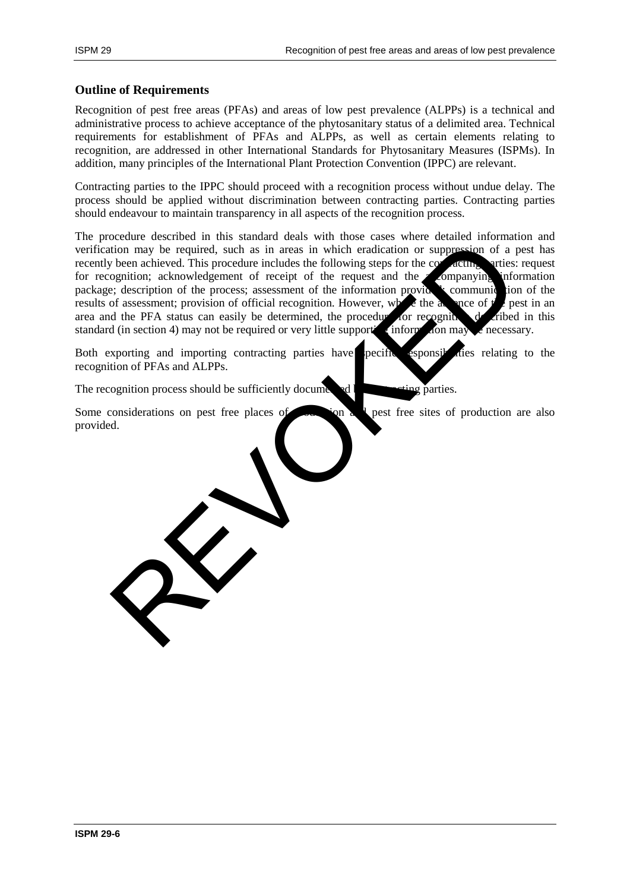## Outline of Requirements

Recognition of pest free areas (PFAs) and areas of low pest prevalence (ALPPs) is a technical and administrative process to achieve acceptance of the phytosanitary status of a delimited area. Technical requirements for establishment of PFAs and ALPPs, as well as certain elements relating to recognition, are addressed in other International Standards for Phytosanitary Measures (ISPMs). In addition, many principles of the International Plant Protection Convention (IPPC) are relevant.

Contracting parties to the IPPC should proceed with a recognition process without undue delay. The process should be applied without discrimination between contracting parties. Contracting parties should endeavour to maintain transparency in all aspects of the recognition process.

The procedure described in this standard deals with those cases where detailed information and verification may be required, such as in areas in which eradication or suppression of a pest has recently been achieved. This procedure includes the following steps for the contracting parties: request for recognition; acknowledgement of receipt of the request and the accompanying information package; description of the process; assessment of the information provided; communication of the results of assessment; provision of official recognition. However, where the absence of the pest in an area and the PFA status can easily be determined, the procedure for recognition described in this standard (in section 4) may not be required or very little supporting information may be necessary.

Both exporting and importing contracting parties have specific responsibilities relating to the recognition of PFAs and ALPPs.

The recognition process should be sufficiently documented by contracting parties.

Some considerations on pest free places of production and pest free sites of production are also provided.

REVOKED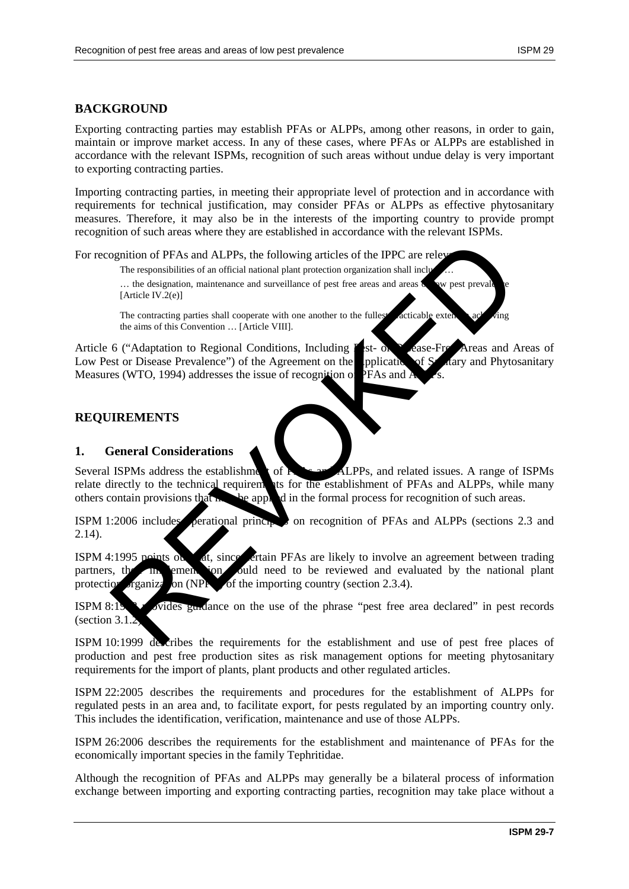## BACKGROUND

Exporting contracting parties may establish PFAs or ALPPs, among other reasons, in order to gain, maintain or improve market access. In any of these cases, where PFAs or ALPPs are established in accordance with the relevant ISPMs, recognition of such areas without undue delay is very important to exporting contracting parties.

Importing contracting parties, in meeting their appropriate level of protection and in accordance with requirements for technical justification, may consider PFAs or ALPPs as effective phytosanitary measures. Therefore, it may also be in the interests of the importing country to provide prompt recognition of such areas where they are established in accordance with the relevant ISPMs.

For recognition of PFAs and ALPPs, the following articles of the IPPC are relevant:

> The responsibilities of an official national plant protection organization shall include …
>
> … the designation, maintenance and surveillance of pest free areas and areas of low pest prevalence [Article IV.2(e)]
>
> The contracting parties shall cooperate with one another to the fullest practicable extent in achieving the aims of this Convention … [Article VIII].

Article 6 ("Adaptation to Regional Conditions, Including Pest- or Disease-Free Areas and Areas of Low Pest or Disease Prevalence") of the Agreement on the Application of Sanitary and Phytosanitary Measures (WTO, 1994) addresses the issue of recognition of PFAs and ALPPs.

## REQUIREMENTS

### 1. General Considerations

Several ISPMs address the establishment of PFAs and ALPPs, and related issues. A range of ISPMs relate directly to the technical requirements for the establishment of PFAs and ALPPs, while many others contain provisions that may be applied in the formal process for recognition of such areas.

ISPM 1:2006 includes operational principles on recognition of PFAs and ALPPs (sections 2.3 and 2.14).

ISPM 4:1995 points out that, since certain PFAs are likely to involve an agreement between trading partners, their implementation would need to be reviewed and evaluated by the national plant protection organization (NPPO) of the importing country (section 2.3.4).

ISPM 8:1998 provides guidance on the use of the phrase "pest free area declared" in pest records (section 3.1.2).

ISPM 10:1999 describes the requirements for the establishment and use of pest free places of production and pest free production sites as risk management options for meeting phytosanitary requirements for the import of plants, plant products and other regulated articles.

ISPM 22:2005 describes the requirements and procedures for the establishment of ALPPs for regulated pests in an area and, to facilitate export, for pests regulated by an importing country only. This includes the identification, verification, maintenance and use of those ALPPs.

ISPM 26:2006 describes the requirements for the establishment and maintenance of PFAs for the economically important species in the family Tephritidae.

Although the recognition of PFAs and ALPPs may generally be a bilateral process of information exchange between importing and exporting contracting parties, recognition may take place without a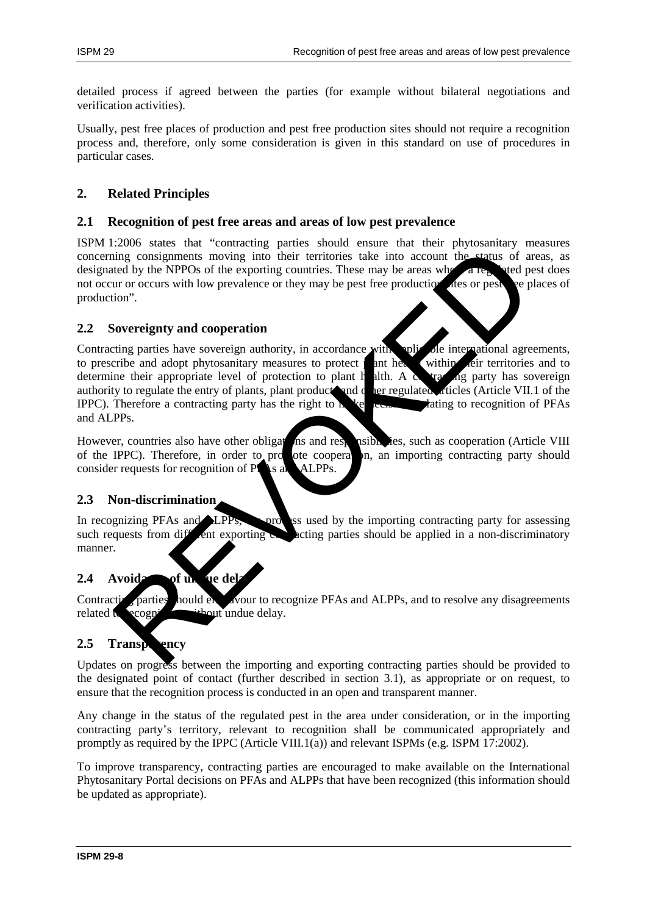detailed process if agreed between the parties (for example without bilateral negotiations and verification activities).

Usually, pest free places of production and pest free production sites should not require a recognition process and, therefore, only some consideration is given in this standard on use of procedures in particular cases.

## 2. Related Principles

### 2.1 Recognition of pest free areas and areas of low pest prevalence

ISPM 1:2006 states that "contracting parties should ensure that their phytosanitary measures concerning consignments moving into their territories take into account the status of areas, as designated by the NPPOs of the exporting countries. These may be areas where a regulated pest does not occur or occurs with low prevalence or they may be pest free production sites or pest free places of production".

### 2.2 Sovereignty and cooperation

Contracting parties have sovereign authority, in accordance with applicable international agreements, to prescribe and adopt phytosanitary measures to protect plant health within their territories and to determine their appropriate level of protection to plant health. A contracting party has sovereign authority to regulate the entry of plants, plant products and other regulated articles (Article VII.1 of the IPPC). Therefore a contracting party has the right to make decisions relating to recognition of PFAs and ALPPs.

However, countries also have other obligations and responsibilities, such as cooperation (Article VIII of the IPPC). Therefore, in order to promote cooperation, an importing contracting party should consider requests for recognition of PFAs and ALPPs.

### 2.3 Non-discrimination

In recognizing PFAs and ALPPs, the process used by the importing contracting party for assessing such requests from different exporting contracting parties should be applied in a non-discriminatory manner.

### 2.4 Avoidance of undue delay

Contracting parties should endeavour to recognize PFAs and ALPPs, and to resolve any disagreements related to recognition without undue delay.

### 2.5 Transparency

Updates on progress between the importing and exporting contracting parties should be provided to the designated point of contact (further described in section 3.1), as appropriate or on request, to ensure that the recognition process is conducted in an open and transparent manner.

Any change in the status of the regulated pest in the area under consideration, or in the importing contracting party's territory, relevant to recognition shall be communicated appropriately and promptly as required by the IPPC (Article VIII.1(a)) and relevant ISPMs (e.g. ISPM 17:2002).

To improve transparency, contracting parties are encouraged to make available on the International Phytosanitary Portal decisions on PFAs and ALPPs that have been recognized (this information should be updated as appropriate).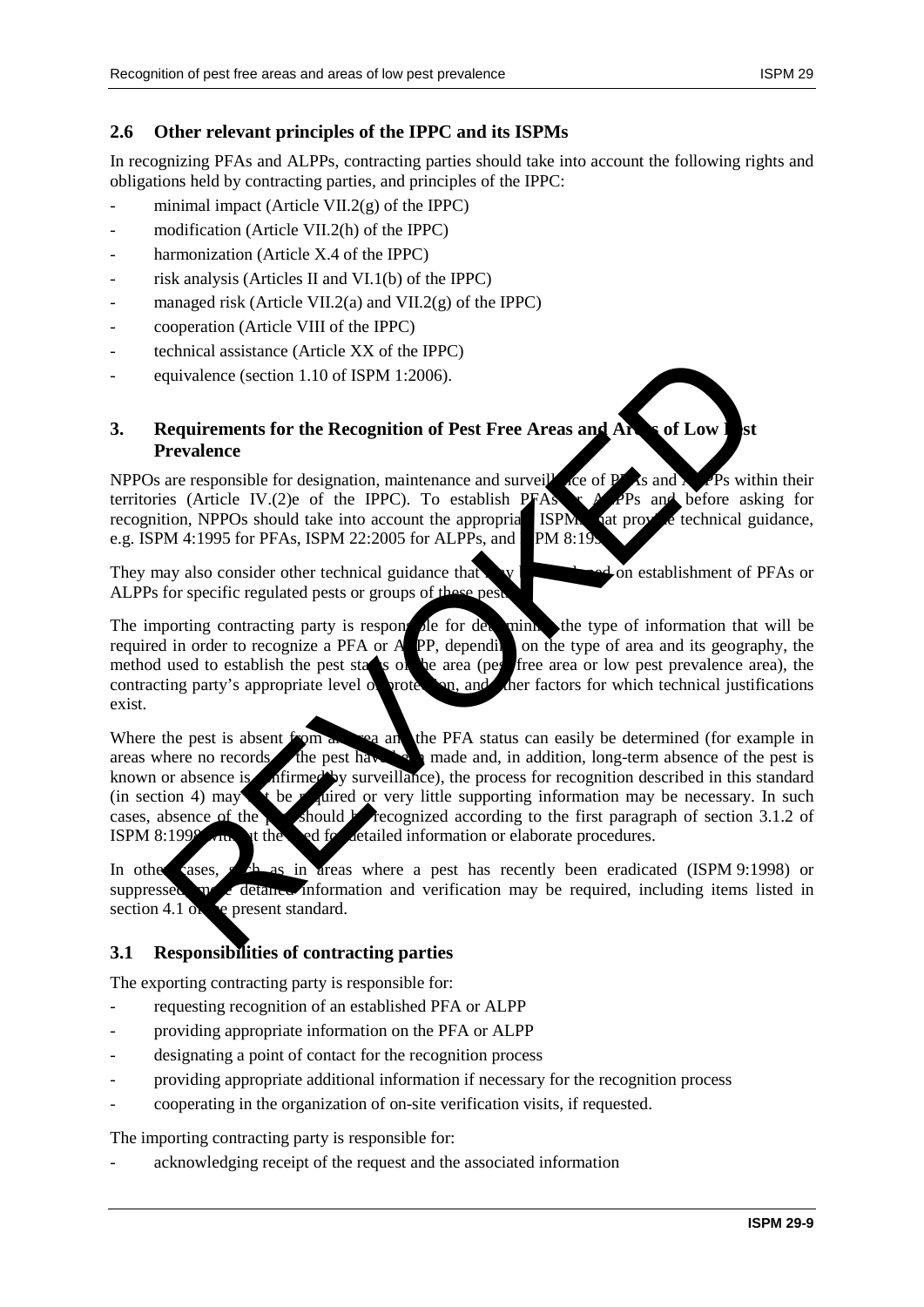## 2.6 Other relevant principles of the IPPC and its ISPMs

In recognizing PFAs and ALPPs, contracting parties should take into account the following rights and obligations held by contracting parties, and principles of the IPPC:

- minimal impact (Article VII.2(g) of the IPPC)
- modification (Article VII.2(h) of the IPPC)
- harmonization (Article X.4 of the IPPC)
- risk analysis (Articles II and VI.1(b) of the IPPC)
- managed risk (Article VII.2(a) and VII.2(g) of the IPPC)
- cooperation (Article VIII of the IPPC)
- technical assistance (Article XX of the IPPC)
- equivalence (section 1.10 of ISPM 1:2006).

# 3. Requirements for the Recognition of Pest Free Areas and Areas of Low Pest Prevalence

NPPOs are responsible for designation, maintenance and surveillance of PFAs and ALPPs within their territories (Article IV.(2)e of the IPPC). To establish PFAs or ALPPs and before asking for recognition, NPPOs should take into account the appropriate ISPMs that provide technical guidance, e.g. ISPM 4:1995 for PFAs, ISPM 22:2005 for ALPPs, and ISPM 8:1998.

They may also consider other technical guidance that may be adopted on establishment of PFAs or ALPPs for specific regulated pests or groups of these pests.

The importing contracting party is responsible for determining the type of information that will be required in order to recognize a PFA or ALPP, depending on the type of area and its geography, the method used to establish the pest status of the area (pest free area or low pest prevalence area), the contracting party's appropriate level of protection, and other factors for which technical justifications exist.

Where the pest is absent from an area and the PFA status can easily be determined (for example in areas where no records of the pest have been made and, in addition, long-term absence of the pest is known or absence is confirmed by surveillance), the process for recognition described in this standard (in section 4) may not be required or very little supporting information may be necessary. In such cases, absence of the pest should be recognized according to the first paragraph of section 3.1.2 of ISPM 8:1998 without the need for detailed information or elaborate procedures.

In other cases, such as in areas where a pest has recently been eradicated (ISPM 9:1998) or suppressed, more detailed information and verification may be required, including items listed in section 4.1 of the present standard.

## 3.1 Responsibilities of contracting parties

The exporting contracting party is responsible for:

- requesting recognition of an established PFA or ALPP
- providing appropriate information on the PFA or ALPP
- designating a point of contact for the recognition process
- providing appropriate additional information if necessary for the recognition process
- cooperating in the organization of on-site verification visits, if requested.

The importing contracting party is responsible for:

- acknowledging receipt of the request and the associated information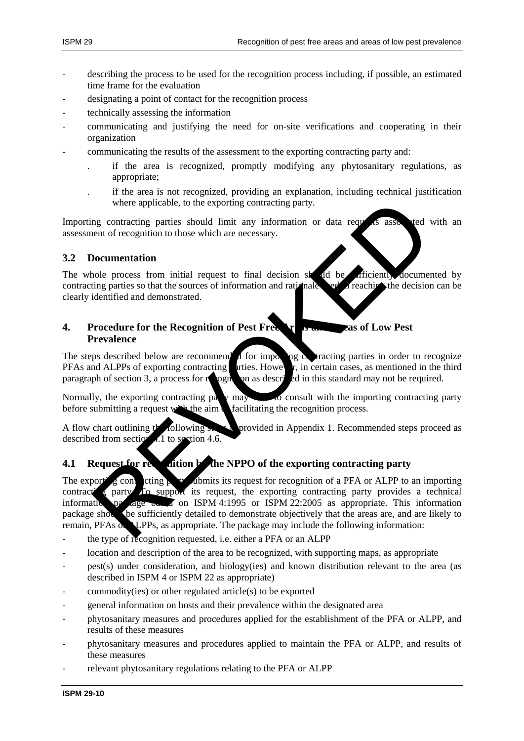- describing the process to be used for the recognition process including, if possible, an estimated time frame for the evaluation
- designating a point of contact for the recognition process
- technically assessing the information
- communicating and justifying the need for on-site verifications and cooperating in their organization
- communicating the results of the assessment to the exporting contracting party and:
  - if the area is recognized, promptly modifying any phytosanitary regulations, as appropriate;
  - if the area is not recognized, providing an explanation, including technical justification where applicable, to the exporting contracting party.

Importing contracting parties should limit any information or data requests associated with an assessment of recognition to those which are necessary.

## 3.2 Documentation

The whole process from initial request to final decision should be sufficiently documented by contracting parties so that the sources of information and rationale used in reaching the decision can be clearly identified and demonstrated.

# 4. Procedure for the Recognition of Pest Free Areas and Areas of Low Pest Prevalence

The steps described below are recommended for importing contracting parties in order to recognize PFAs and ALPPs of exporting contracting parties. However, in certain cases, as mentioned in the third paragraph of section 3, a process for recognition as described in this standard may not be required.

Normally, the exporting contracting party may wish to consult with the importing contracting party before submitting a request with the aim of facilitating the recognition process.

A flow chart outlining the following steps is provided in Appendix 1. Recommended steps proceed as described from section 4.1 to section 4.6.

## 4.1 Request for recognition by the NPPO of the exporting contracting party

The exporting contracting party submits its request for recognition of a PFA or ALPP to an importing contracting party. To support its request, the exporting contracting party provides a technical information package based on ISPM 4:1995 or ISPM 22:2005 as appropriate. This information package should be sufficiently detailed to demonstrate objectively that the areas are, and are likely to remain, PFAs or ALPPs, as appropriate. The package may include the following information:

- the type of recognition requested, i.e. either a PFA or an ALPP
- location and description of the area to be recognized, with supporting maps, as appropriate
- pest(s) under consideration, and biology(ies) and known distribution relevant to the area (as described in ISPM 4 or ISPM 22 as appropriate)
- commodity(ies) or other regulated article(s) to be exported
- general information on hosts and their prevalence within the designated area
- phytosanitary measures and procedures applied for the establishment of the PFA or ALPP, and results of these measures
- phytosanitary measures and procedures applied to maintain the PFA or ALPP, and results of these measures
- relevant phytosanitary regulations relating to the PFA or ALPP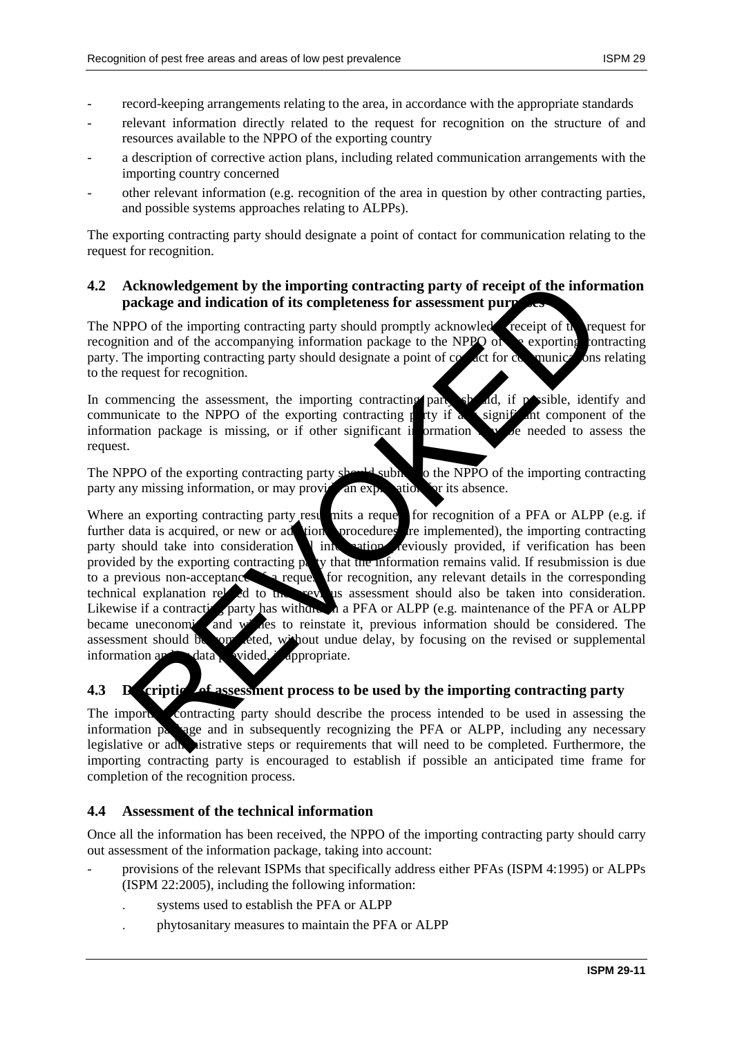- record-keeping arrangements relating to the area, in accordance with the appropriate standards
- relevant information directly related to the request for recognition on the structure of and resources available to the NPPO of the exporting country
- a description of corrective action plans, including related communication arrangements with the importing country concerned
- other relevant information (e.g. recognition of the area in question by other contracting parties, and possible systems approaches relating to ALPPs).

The exporting contracting party should designate a point of contact for communication relating to the request for recognition.

## 4.2 Acknowledgement by the importing contracting party of receipt of the information package and indication of its completeness for assessment purposes

The NPPO of the importing contracting party should promptly acknowledge receipt of the request for recognition and of the accompanying information package to the NPPO of the exporting contracting party. The importing contracting party should designate a point of contact for communications relating to the request for recognition.

In commencing the assessment, the importing contracting party should, if possible, identify and communicate to the NPPO of the exporting contracting party if any significant component of the information package is missing, or if other significant information may be needed to assess the request.

The NPPO of the exporting contracting party should submit to the NPPO of the importing contracting party any missing information, or may provide an explanation for its absence.

Where an exporting contracting party resubmits a request for recognition of a PFA or ALPP (e.g. if further data is acquired, or new or additional procedures are implemented), the importing contracting party should take into consideration all information previously provided, if verification has been provided by the exporting contracting party that the information remains valid. If resubmission is due to a previous non-acceptance of a request for recognition, any relevant details in the corresponding technical explanation related to the previous assessment should also be taken into consideration. Likewise if a contracting party has withdrawn a PFA or ALPP (e.g. maintenance of the PFA or ALPP became uneconomic) and wishes to reinstate it, previous information should be considered. The assessment should be completed, without undue delay, by focusing on the revised or supplemental information and/or data provided, as appropriate.

## 4.3 Description of assessment process to be used by the importing contracting party

The importing contracting party should describe the process intended to be used in assessing the information package and in subsequently recognizing the PFA or ALPP, including any necessary legislative or administrative steps or requirements that will need to be completed. Furthermore, the importing contracting party is encouraged to establish if possible an anticipated time frame for completion of the recognition process.

## 4.4 Assessment of the technical information

Once all the information has been received, the NPPO of the importing contracting party should carry out assessment of the information package, taking into account:

- provisions of the relevant ISPMs that specifically address either PFAs (ISPM 4:1995) or ALPPs (ISPM 22:2005), including the following information:
  - systems used to establish the PFA or ALPP
  - phytosanitary measures to maintain the PFA or ALPP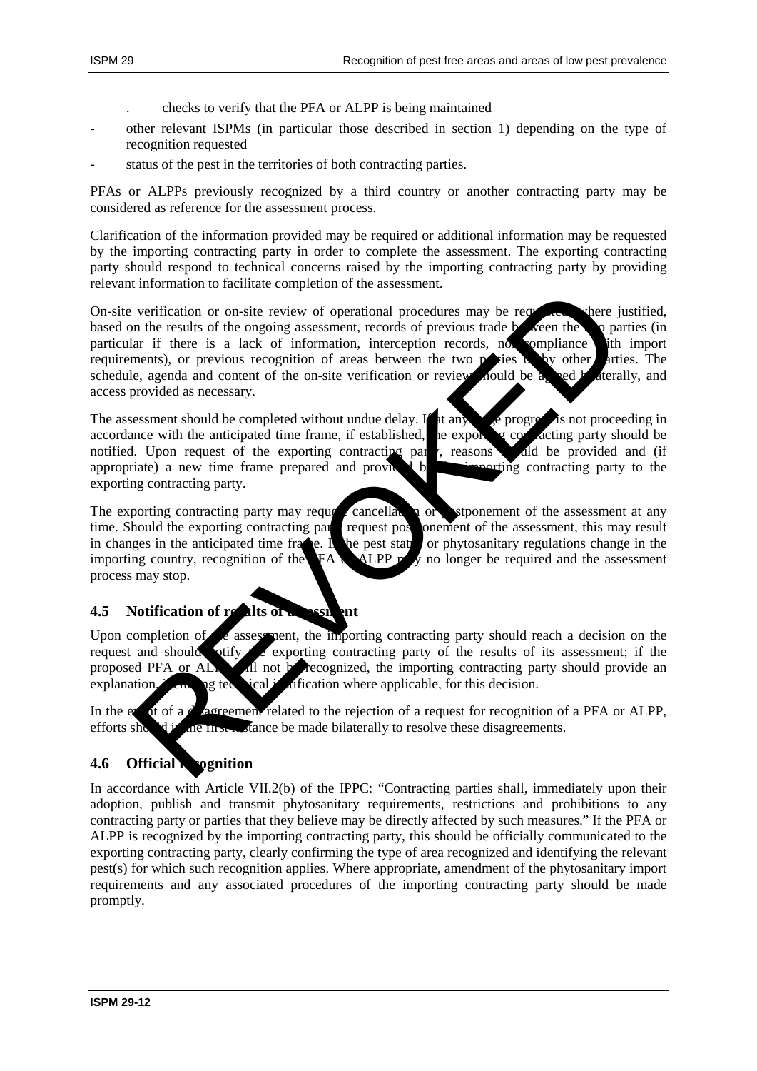. checks to verify that the PFA or ALPP is being maintained

- other relevant ISPMs (in particular those described in section 1) depending on the type of recognition requested
- status of the pest in the territories of both contracting parties.

PFAs or ALPPs previously recognized by a third country or another contracting party may be considered as reference for the assessment process.

Clarification of the information provided may be required or additional information may be requested by the importing contracting party in order to complete the assessment. The exporting contracting party should respond to technical concerns raised by the importing contracting party by providing relevant information to facilitate completion of the assessment.

On-site verification or on-site review of operational procedures may be requested, where justified, based on the results of the ongoing assessment, records of previous trade between the two parties (in particular if there is a lack of information, interception records, non-compliance with import requirements), or previous recognition of areas between the two parties or by other parties. The schedule, agenda and content of the on-site verification or review should be agreed bilaterally, and access provided as necessary.

The assessment should be completed without undue delay. If at any stage progress is not proceeding in accordance with the anticipated time frame, if established, the exporting contracting party should be notified. Upon request of the exporting contracting party, reasons should be provided and (if appropriate) a new time frame prepared and provided by the importing contracting party to the exporting contracting party.

The exporting contracting party may request cancellation or postponement of the assessment at any time. Should the exporting contracting party request postponement of the assessment, this may result in changes in the anticipated time frame. If the pest status or phytosanitary regulations change in the importing country, recognition of the PFA or ALPP may no longer be required and the assessment process may stop.

### 4.5 Notification of results of assessment

Upon completion of the assessment, the importing contracting party should reach a decision on the request and should notify the exporting contracting party of the results of its assessment; if the proposed PFA or ALPP will not be recognized, the importing contracting party should provide an explanation, including technical justification where applicable, for this decision.

In the event of a disagreement related to the rejection of a request for recognition of a PFA or ALPP, efforts should in the first instance be made bilaterally to resolve these disagreements.

### 4.6 Official Recognition

In accordance with Article VII.2(b) of the IPPC: "Contracting parties shall, immediately upon their adoption, publish and transmit phytosanitary requirements, restrictions and prohibitions to any contracting party or parties that they believe may be directly affected by such measures." If the PFA or ALPP is recognized by the importing contracting party, this should be officially communicated to the exporting contracting party, clearly confirming the type of area recognized and identifying the relevant pest(s) for which such recognition applies. Where appropriate, amendment of the phytosanitary import requirements and any associated procedures of the importing contracting party should be made promptly.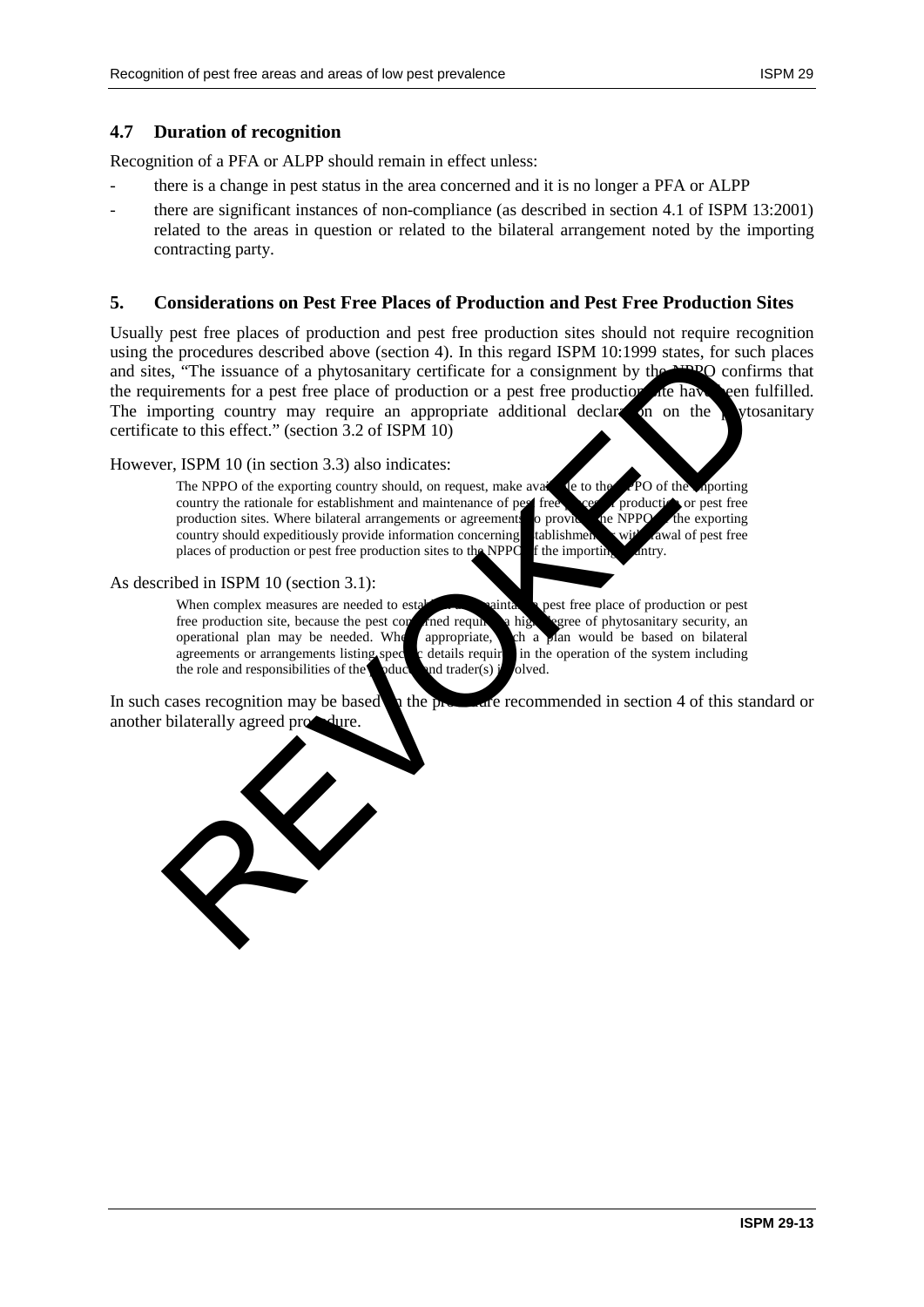## 4.7 Duration of recognition

Recognition of a PFA or ALPP should remain in effect unless:

- there is a change in pest status in the area concerned and it is no longer a PFA or ALPP
- there are significant instances of non-compliance (as described in section 4.1 of ISPM 13:2001) related to the areas in question or related to the bilateral arrangement noted by the importing contracting party.

# 5. Considerations on Pest Free Places of Production and Pest Free Production Sites

Usually pest free places of production and pest free production sites should not require recognition using the procedures described above (section 4). In this regard ISPM 10:1999 states, for such places and sites, "The issuance of a phytosanitary certificate for a consignment by the NPPO confirms that the requirements for a pest free place of production or a pest free production site have been fulfilled. The importing country may require an appropriate additional declaration on the phytosanitary certificate to this effect." (section 3.2 of ISPM 10)

However, ISPM 10 (in section 3.3) also indicates:

> The NPPO of the exporting country should, on request, make available to the NPPO of the importing country the rationale for establishment and maintenance of pest free places of production or pest free production sites. Where bilateral arrangements or agreements so provide, the NPPO of the exporting country should expeditiously provide information concerning establishment or withdrawal of pest free places of production or pest free production sites to the NPPO of the importing country.

As described in ISPM 10 (section 3.1):

> When complex measures are needed to establish and maintain a pest free place of production or pest free production site, because the pest concerned requires a high degree of phytosanitary security, an operational plan may be needed. Where appropriate, such a plan would be based on bilateral agreements or arrangements listing specific details required in the operation of the system including the role and responsibilities of the producer and trader(s) involved.

In such cases recognition may be based on the procedure recommended in section 4 of this standard or another bilaterally agreed procedure.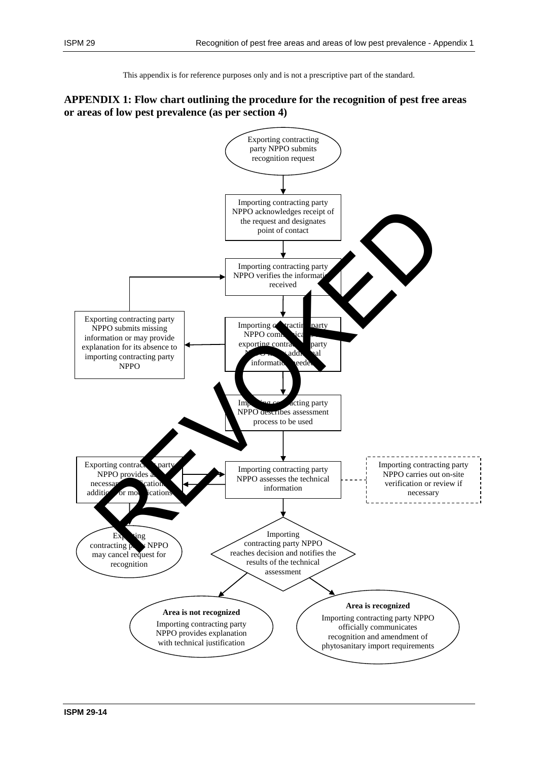This appendix is for reference purposes only and is not a prescriptive part of the standard.

## APPENDIX 1: Flow chart outlining the procedure for the recognition of pest free areas or areas of low pest prevalence (as per section 4)

Exporting contracting party NPPO submits recognition request

Importing contracting party NPPO acknowledges receipt of the request and designates point of contact

Importing contracting party NPPO verifies the information received

Exporting contracting party NPPO submits missing information or may provide explanation for its absence to importing contracting party NPPO

Importing contracting party NPPO communicates to exporting contracting party NPPO if any additional information is needed

Importing contracting party NPPO describes assessment process to be used

Exporting contracting party NPPO provides any necessary clarifications, additions or modifications

Importing contracting party NPPO assesses the technical information

Importing contracting party NPPO carries out on-site verification or review if necessary

Exporting contracting party NPPO may cancel request for recognition

Importing contracting party NPPO reaches decision and notifies the results of the technical assessment

**Area is not recognized**
Importing contracting party NPPO provides explanation with technical justification

**Area is recognized**
Importing contracting party NPPO officially communicates recognition and amendment of phytosanitary import requirements

REVOKED